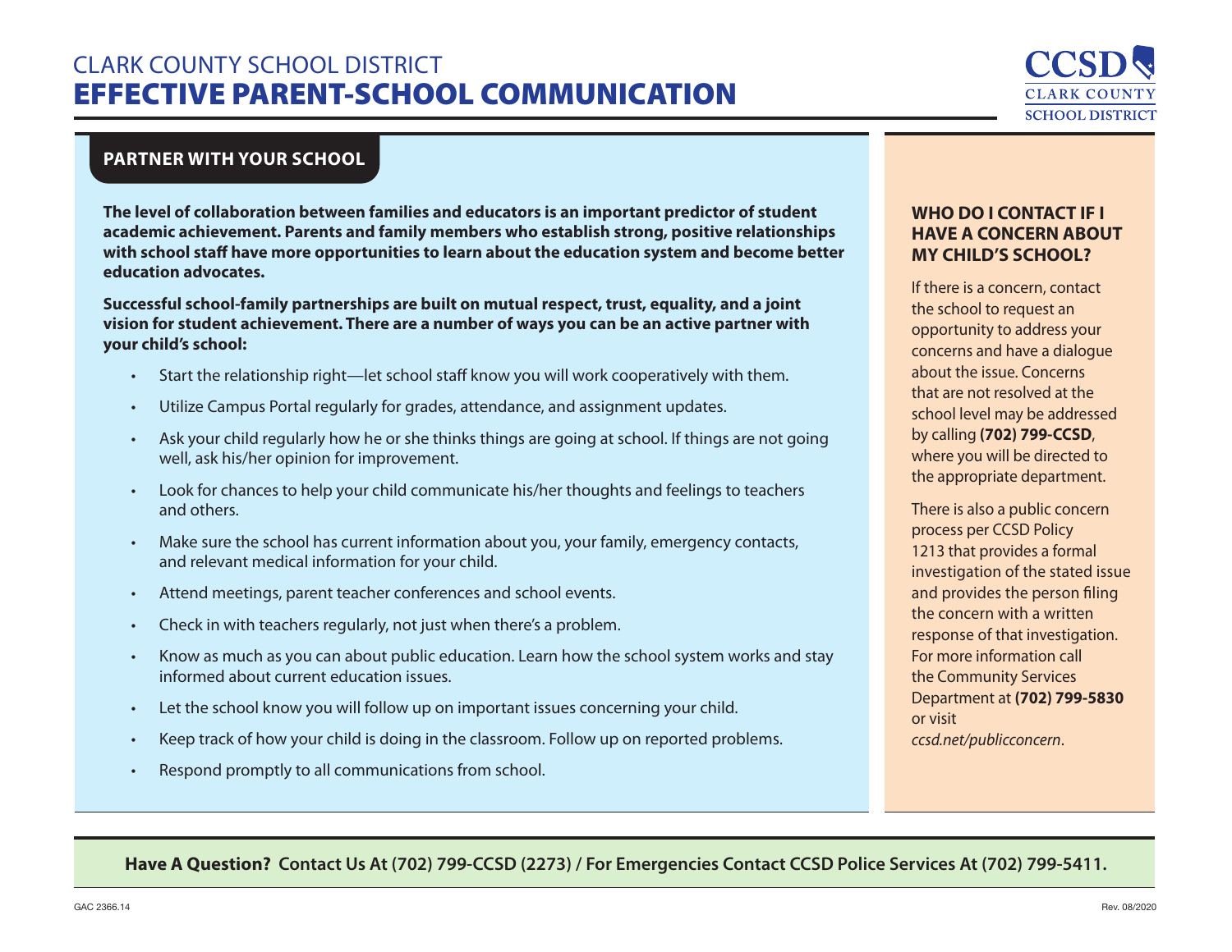# CLARK COUNTY SCHOOL DISTRICT
# EFFECTIVE PARENT-SCHOOL COMMUNICATION

## PARTNER WITH YOUR SCHOOL

**The level of collaboration between families and educators is an important predictor of student academic achievement. Parents and family members who establish strong, positive relationships with school staff have more opportunities to learn about the education system and become better education advocates.**

**Successful school-family partnerships are built on mutual respect, trust, equality, and a joint vision for student achievement. There are a number of ways you can be an active partner with your child's school:**

- Start the relationship right—let school staff know you will work cooperatively with them.
- Utilize Campus Portal regularly for grades, attendance, and assignment updates.
- Ask your child regularly how he or she thinks things are going at school. If things are not going well, ask his/her opinion for improvement.
- Look for chances to help your child communicate his/her thoughts and feelings to teachers and others.
- Make sure the school has current information about you, your family, emergency contacts, and relevant medical information for your child.
- Attend meetings, parent teacher conferences and school events.
- Check in with teachers regularly, not just when there's a problem.
- Know as much as you can about public education. Learn how the school system works and stay informed about current education issues.
- Let the school know you will follow up on important issues concerning your child.
- Keep track of how your child is doing in the classroom. Follow up on reported problems.
- Respond promptly to all communications from school.

### WHO DO I CONTACT IF I HAVE A CONCERN ABOUT MY CHILD'S SCHOOL?

If there is a concern, contact the school to request an opportunity to address your concerns and have a dialogue about the issue. Concerns that are not resolved at the school level may be addressed by calling **(702) 799-CCSD**, where you will be directed to the appropriate department.

There is also a public concern process per CCSD Policy 1213 that provides a formal investigation of the stated issue and provides the person filing the concern with a written response of that investigation. For more information call the Community Services Department at **(702) 799-5830** or visit *ccsd.net/publicconcern*.

**Have A Question? Contact Us At (702) 799-CCSD (2273) / For Emergencies Contact CCSD Police Services At (702) 799-5411.**

GAC 2366.14 Rev. 08/2020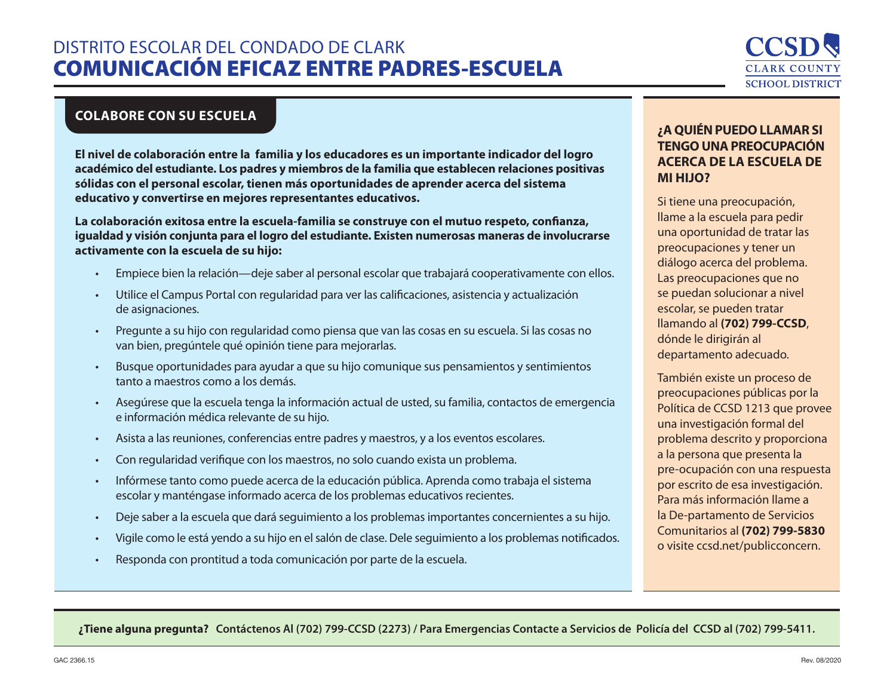# DISTRITO ESCOLAR DEL CONDADO DE CLARK
## COMUNICACIÓN EFICAZ ENTRE PADRES-ESCUELA

CCSD
CLARK COUNTY
SCHOOL DISTRICT

### COLABORE CON SU ESCUELA

**El nivel de colaboración entre la familia y los educadores es un importante indicador del logro académico del estudiante. Los padres y miembros de la familia que establecen relaciones positivas sólidas con el personal escolar, tienen más oportunidades de aprender acerca del sistema educativo y convertirse en mejores representantes educativos.**

**La colaboración exitosa entre la escuela-familia se construye con el mutuo respeto, confianza, igualdad y visión conjunta para el logro del estudiante. Existen numerosas maneras de involucrarse activamente con la escuela de su hijo:**

- Empiece bien la relación—deje saber al personal escolar que trabajará cooperativamente con ellos.
- Utilice el Campus Portal con regularidad para ver las calificaciones, asistencia y actualización de asignaciones.
- Pregunte a su hijo con regularidad como piensa que van las cosas en su escuela. Si las cosas no van bien, pregúntele qué opinión tiene para mejorarlas.
- Busque oportunidades para ayudar a que su hijo comunique sus pensamientos y sentimientos tanto a maestros como a los demás.
- Asegúrese que la escuela tenga la información actual de usted, su familia, contactos de emergencia e información médica relevante de su hijo.
- Asista a las reuniones, conferencias entre padres y maestros, y a los eventos escolares.
- Con regularidad verifique con los maestros, no solo cuando exista un problema.
- Infórmese tanto como puede acerca de la educación pública. Aprenda como trabaja el sistema escolar y manténgase informado acerca de los problemas educativos recientes.
- Deje saber a la escuela que dará seguimiento a los problemas importantes concernientes a su hijo.
- Vigile como le está yendo a su hijo en el salón de clase. Dele seguimiento a los problemas notificados.
- Responda con prontitud a toda comunicación por parte de la escuela.

### ¿A QUIÉN PUEDO LLAMAR SI TENGO UNA PREOCUPACIÓN ACERCA DE LA ESCUELA DE MI HIJO?

Si tiene una preocupación, llame a la escuela para pedir una oportunidad de tratar las preocupaciones y tener un diálogo acerca del problema. Las preocupaciones que no se puedan solucionar a nivel escolar, se pueden tratar llamando al **(702) 799-CCSD**, dónde le dirigirán al departamento adecuado.

También existe un proceso de preocupaciones públicas por la Política de CCSD 1213 que provee una investigación formal del problema descrito y proporciona a la persona que presenta la pre-ocupación con una respuesta por escrito de esa investigación. Para más información llame a la De-partamento de Servicios Comunitarios al **(702) 799-5830** o visite ccsd.net/publicconcern.

**¿Tiene alguna pregunta? Contáctenos Al (702) 799-CCSD (2273) / Para Emergencias Contacte a Servicios de Policía del CCSD al (702) 799-5411.**

GAC 2366.15

Rev. 08/2020